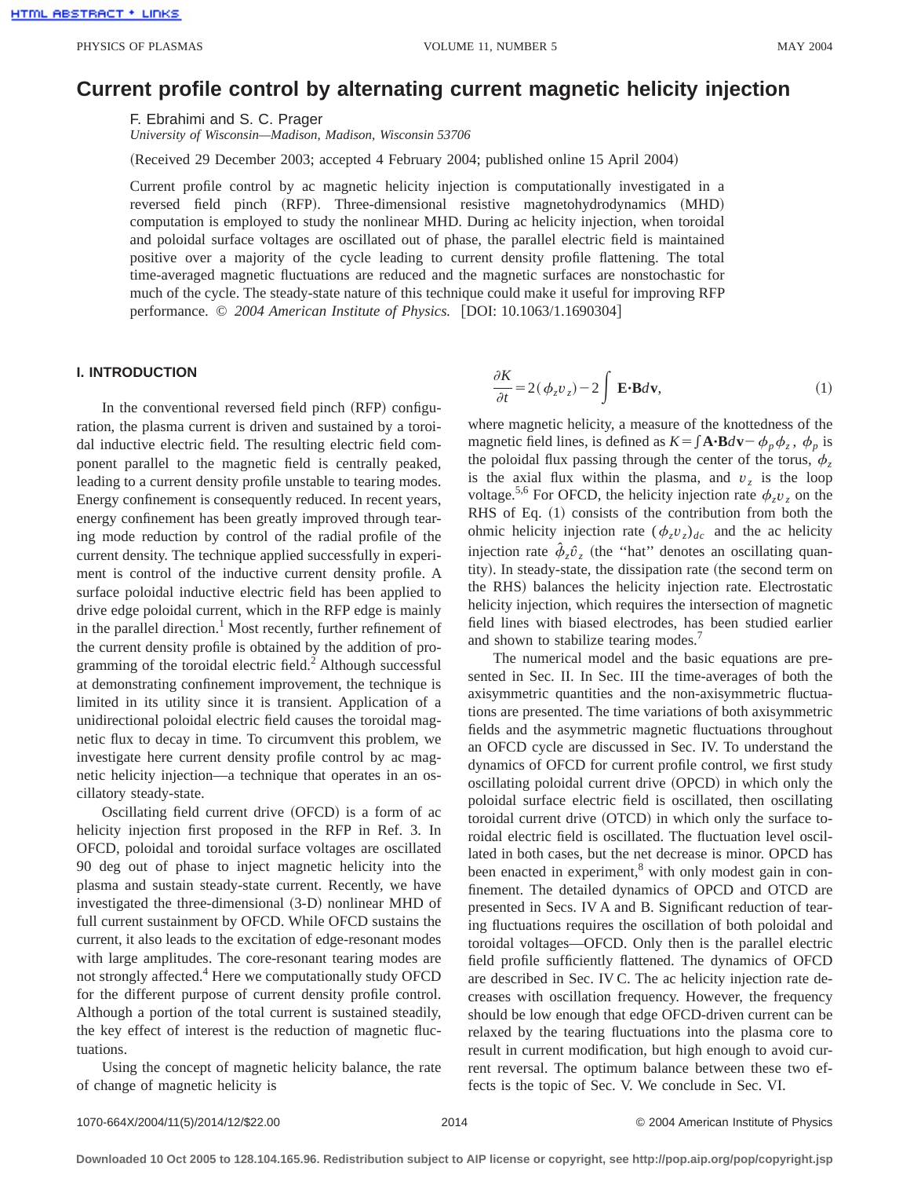# Current profile control by alternating current magnetic helicity injection

F. Ebrahimi and S. C. Prager

*University of Wisconsin—Madison, Madison, Wisconsin 53706*

(Received 29 December 2003; accepted 4 February 2004; published online 15 April 2004)

Current profile control by ac magnetic helicity injection is computationally investigated in a reversed field pinch (RFP). Three-dimensional resistive magnetohydrodynamics (MHD) computation is employed to study the nonlinear MHD. During ac helicity injection, when toroidal and poloidal surface voltages are oscillated out of phase, the parallel electric field is maintained positive over a majority of the cycle leading to current density profile flattening. The total time-averaged magnetic fluctuations are reduced and the magnetic surfaces are nonstochastic for much of the cycle. The steady-state nature of this technique could make it useful for improving RFP performance. © *2004 American Institute of Physics.* [DOI: 10.1063/1.1690304]

## I. INTRODUCTION

In the conventional reversed field pinch (RFP) configuration, the plasma current is driven and sustained by a toroidal inductive electric field. The resulting electric field component parallel to the magnetic field is centrally peaked, leading to a current density profile unstable to tearing modes. Energy confinement is consequently reduced. In recent years, energy confinement has been greatly improved through tearing mode reduction by control of the radial profile of the current density. The technique applied successfully in experiment is control of the inductive current density profile. A surface poloidal inductive electric field has been applied to drive edge poloidal current, which in the RFP edge is mainly in the parallel direction.[1] Most recently, further refinement of the current density profile is obtained by the addition of programming of the toroidal electric field.[2] Although successful at demonstrating confinement improvement, the technique is limited in its utility since it is transient. Application of a unidirectional poloidal electric field causes the toroidal magnetic flux to decay in time. To circumvent this problem, we investigate here current density profile control by ac magnetic helicity injection—a technique that operates in an oscillatory steady-state.

Oscillating field current drive (OFCD) is a form of ac helicity injection first proposed in the RFP in Ref. 3. In OFCD, poloidal and toroidal surface voltages are oscillated 90 deg out of phase to inject magnetic helicity into the plasma and sustain steady-state current. Recently, we have investigated the three-dimensional (3-D) nonlinear MHD of full current sustainment by OFCD. While OFCD sustains the current, it also leads to the excitation of edge-resonant modes with large amplitudes. The core-resonant tearing modes are not strongly affected.[4] Here we computationally study OFCD for the different purpose of current density profile control. Although a portion of the total current is sustained steadily, the key effect of interest is the reduction of magnetic fluctuations.

Using the concept of magnetic helicity balance, the rate of change of magnetic helicity is

$$\frac{\partial K}{\partial t} = 2(\phi_z v_z) - 2\int \mathbf{E}\cdot\mathbf{B}d\mathbf{v}, \tag{1}$$

where magnetic helicity, a measure of the knottedness of the magnetic field lines, is defined as $K = \int \mathbf{A}\cdot\mathbf{B}d\mathbf{v} - \phi_p \phi_z$, $\phi_p$ is the poloidal flux passing through the center of the torus, $\phi_z$ is the axial flux within the plasma, and $v_z$ is the loop voltage.[5,6] For OFCD, the helicity injection rate $\phi_z v_z$ on the RHS of Eq. (1) consists of the contribution from both the ohmic helicity injection rate $(\phi_z v_z)_{dc}$ and the ac helicity injection rate $\hat{\phi}_z \hat{v}_z$ (the "hat" denotes an oscillating quantity). In steady-state, the dissipation rate (the second term on the RHS) balances the helicity injection rate. Electrostatic helicity injection, which requires the intersection of magnetic field lines with biased electrodes, has been studied earlier and shown to stabilize tearing modes.[7]

The numerical model and the basic equations are presented in Sec. II. In Sec. III the time-averages of both the axisymmetric quantities and the non-axisymmetric fluctuations are presented. The time variations of both axisymmetric fields and the asymmetric magnetic fluctuations throughout an OFCD cycle are discussed in Sec. IV. To understand the dynamics of OFCD for current profile control, we first study oscillating poloidal current drive (OPCD) in which only the poloidal surface electric field is oscillated, then oscillating toroidal current drive (OTCD) in which only the surface toroidal electric field is oscillated. The fluctuation level oscillated in both cases, but the net decrease is minor. OPCD has been enacted in experiment,[8] with only modest gain in confinement. The detailed dynamics of OPCD and OTCD are presented in Secs. IV A and B. Significant reduction of tearing fluctuations requires the oscillation of both poloidal and toroidal voltages—OFCD. Only then is the parallel electric field profile sufficiently flattened. The dynamics of OFCD are described in Sec. IV C. The ac helicity injection rate decreases with oscillation frequency. However, the frequency should be low enough that edge OFCD-driven current can be relaxed by the tearing fluctuations into the plasma core to result in current modification, but high enough to avoid current reversal. The optimum balance between these two effects is the topic of Sec. V. We conclude in Sec. VI.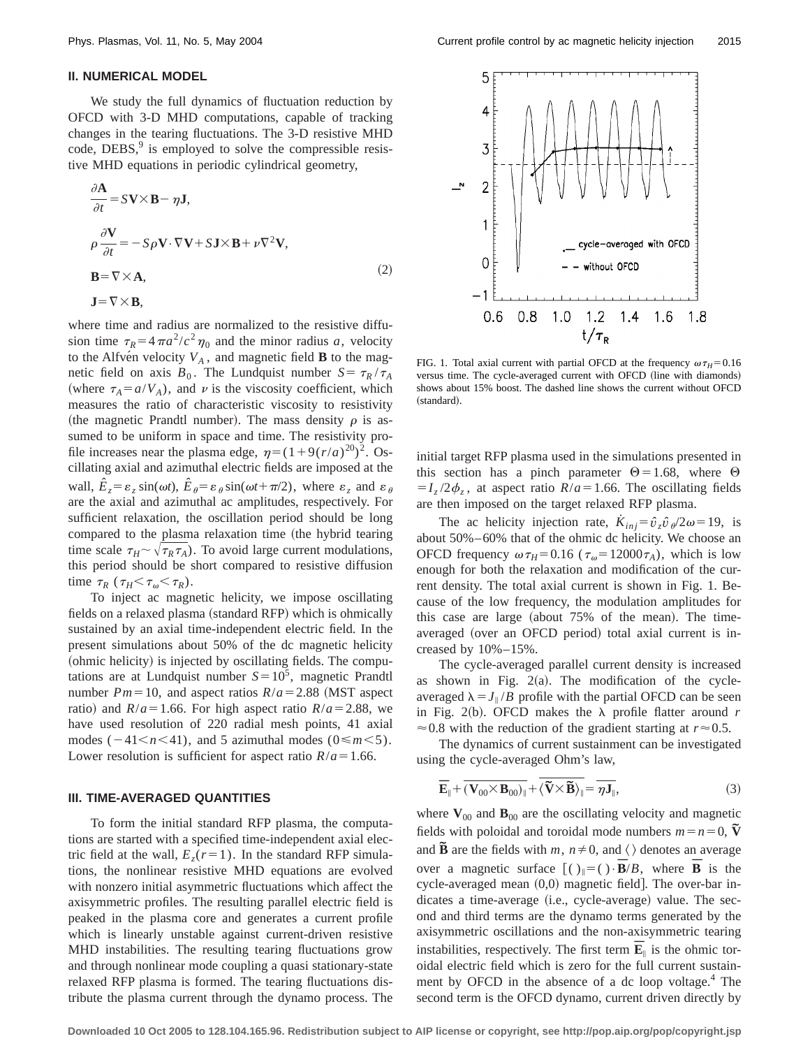## II. NUMERICAL MODEL

We study the full dynamics of fluctuation reduction by OFCD with 3-D MHD computations, capable of tracking changes in the tearing fluctuations. The 3-D resistive MHD code, DEBS,[9] is employed to solve the compressible resistive MHD equations in periodic cylindrical geometry,

$$
\begin{aligned}
\frac{\partial \mathbf{A}}{\partial t} &= S\mathbf{V}\times\mathbf{B} - \eta\mathbf{J},\\
\rho\frac{\partial \mathbf{V}}{\partial t} &= -S\rho\mathbf{V}\cdot\nabla\mathbf{V} + S\mathbf{J}\times\mathbf{B} + \nu\nabla^2\mathbf{V},\\
\mathbf{B} &= \nabla\times\mathbf{A},\\
\mathbf{J} &= \nabla\times\mathbf{B},
\end{aligned}
\tag{2}
$$

where time and radius are normalized to the resistive diffusion time $\tau_R = 4\pi a^2/c^2\eta_0$ and the minor radius $a$, velocity to the Alfvén velocity $V_A$, and magnetic field $\mathbf{B}$ to the magnetic field on axis $B_0$. The Lundquist number $S = \tau_R/\tau_A$ (where $\tau_A = a/V_A$), and $\nu$ is the viscosity coefficient, which measures the ratio of characteristic viscosity to resistivity (the magnetic Prandtl number). The mass density $\rho$ is assumed to be uniform in space and time. The resistivity profile increases near the plasma edge, $\eta = (1+9(r/a)^{20})^2$. Oscillating axial and azimuthal electric fields are imposed at the wall, $\hat{E}_z = \varepsilon_z \sin(\omega t)$, $\hat{E}_\theta = \varepsilon_\theta \sin(\omega t + \pi/2)$, where $\varepsilon_z$ and $\varepsilon_\theta$ are the axial and azimuthal ac amplitudes, respectively. For sufficient relaxation, the oscillation period should be long compared to the plasma relaxation time (the hybrid tearing time scale $\tau_H \sim \sqrt{\tau_R \tau_A}$). To avoid large current modulations, this period should be short compared to resistive diffusion time $\tau_R$ ($\tau_H < \tau_\omega < \tau_R$).

To inject ac magnetic helicity, we impose oscillating fields on a relaxed plasma (standard RFP) which is ohmically sustained by an axial time-independent electric field. In the present simulations about 50% of the dc magnetic helicity (ohmic helicity) is injected by oscillating fields. The computations are at Lundquist number $S = 10^5$, magnetic Prandtl number $Pm = 10$, and aspect ratios $R/a = 2.88$ (MST aspect ratio) and $R/a = 1.66$. For high aspect ratio $R/a = 2.88$, we have used resolution of 220 radial mesh points, 41 axial modes ($-41 < n < 41$), and 5 azimuthal modes ($0 \leq m < 5$). Lower resolution is sufficient for aspect ratio $R/a = 1.66$.

## III. TIME-AVERAGED QUANTITIES

To form the initial standard RFP plasma, the computations are started with a specified time-independent axial electric field at the wall, $E_z(r=1)$. In the standard RFP simulations, the nonlinear resistive MHD equations are evolved with nonzero initial asymmetric fluctuations which affect the axisymmetric profiles. The resulting parallel electric field is peaked in the plasma core and generates a current profile which is linearly unstable against current-driven resistive MHD instabilities. The resulting tearing fluctuations grow and through nonlinear mode coupling a quasi stationary-state relaxed RFP plasma is formed. The tearing fluctuations distribute the plasma current through the dynamo process. The initial target RFP plasma used in the simulations presented in this section has a pinch parameter $\Theta = 1.68$, where $\Theta = I_z/2\phi_z$, at aspect ratio $R/a = 1.66$. The oscillating fields are then imposed on the target relaxed RFP plasma.

FIG. 1. Total axial current with partial OFCD at the frequency $\omega\tau_H = 0.16$ versus time. The cycle-averaged current with OFCD (line with diamonds) shows about 15% boost. The dashed line shows the current without OFCD (standard).

The ac helicity injection rate, $\dot{K}_{inj} = \hat{v}_z \hat{v}_\theta / 2\omega = 19$, is about 50%–60% that of the ohmic dc helicity. We choose an OFCD frequency $\omega\tau_H = 0.16$ ($\tau_\omega = 12000\tau_A$), which is low enough for both the relaxation and modification of the current density. The total axial current is shown in Fig. 1. Because of the low frequency, the modulation amplitudes for this case are large (about 75% of the mean). The time-averaged (over an OFCD period) total axial current is increased by 10%–15%.

The cycle-averaged parallel current density is increased as shown in Fig. 2(a). The modification of the cycle-averaged $\lambda = J_\parallel / B$ profile with the partial OFCD can be seen in Fig. 2(b). OFCD makes the $\lambda$ profile flatter around $r \approx 0.8$ with the reduction of the gradient starting at $r \approx 0.5$.

The dynamics of current sustainment can be investigated using the cycle-averaged Ohm's law,

$$
\overline{\mathbf{E}}_\parallel + \overline{(\mathbf{V}_{00}\times\mathbf{B}_{00})_\parallel} + \overline{\langle \tilde{\mathbf{V}}\times\tilde{\mathbf{B}}\rangle_\parallel} = \overline{\eta \mathbf{J}_\parallel},
\tag{3}
$$

where $\mathbf{V}_{00}$ and $\mathbf{B}_{00}$ are the oscillating velocity and magnetic fields with poloidal and toroidal mode numbers $m = n = 0$, $\tilde{\mathbf{V}}$ and $\tilde{\mathbf{B}}$ are the fields with $m, n \neq 0$, and $\langle\,\rangle$ denotes an average over a magnetic surface [$(\,)_\parallel = (\,)\cdot\overline{\mathbf{B}}/B$, where $\overline{\mathbf{B}}$ is the cycle-averaged mean (0,0) magnetic field]. The over-bar indicates a time-average (i.e., cycle-average) value. The second and third terms are the dynamo terms generated by the axisymmetric oscillations and the non-axisymmetric tearing instabilities, respectively. The first term $\overline{\mathbf{E}}_\parallel$ is the ohmic toroidal electric field which is zero for the full current sustainment by OFCD in the absence of a dc loop voltage.[4] The second term is the OFCD dynamo, current driven directly by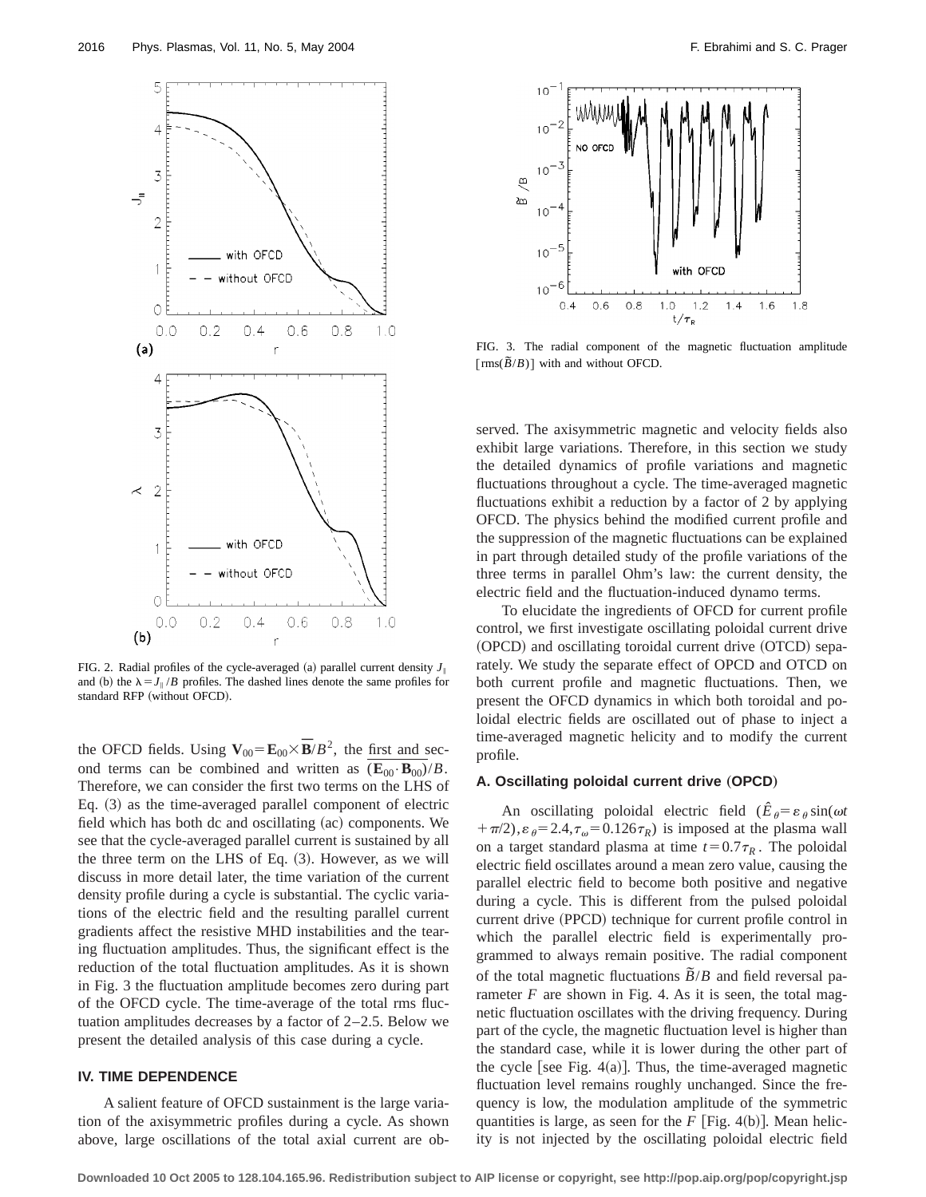FIG. 2. Radial profiles of the cycle-averaged (a) parallel current density $J_{\|}$ and (b) the $\lambda = J_{\|}/B$ profiles. The dashed lines denote the same profiles for standard RFP (without OFCD).

FIG. 3. The radial component of the magnetic fluctuation amplitude $[\mathrm{rms}(\tilde{B}/B)]$ with and without OFCD.

the OFCD fields. Using $\mathbf{V}_{00} = \mathbf{E}_{00} \times \overline{\mathbf{B}}/B^2$, the first and second terms can be combined and written as $\overline{(\mathbf{E}_{00} \cdot \mathbf{B}_{00})}/B$. Therefore, we can consider the first two terms on the LHS of Eq. (3) as the time-averaged parallel component of electric field which has both dc and oscillating (ac) components. We see that the cycle-averaged parallel current is sustained by all the three term on the LHS of Eq. (3). However, as we will discuss in more detail later, the time variation of the current density profile during a cycle is substantial. The cyclic variations of the electric field and the resulting parallel current gradients affect the resistive MHD instabilities and the tearing fluctuation amplitudes. Thus, the significant effect is the reduction of the total fluctuation amplitudes. As it is shown in Fig. 3 the fluctuation amplitude becomes zero during part of the OFCD cycle. The time-average of the total rms fluctuation amplitudes decreases by a factor of 2–2.5. Below we present the detailed analysis of this case during a cycle.

## IV. TIME DEPENDENCE

A salient feature of OFCD sustainment is the large variation of the axisymmetric profiles during a cycle. As shown above, large oscillations of the total axial current are observed. The axisymmetric magnetic and velocity fields also exhibit large variations. Therefore, in this section we study the detailed dynamics of profile variations and magnetic fluctuations throughout a cycle. The time-averaged magnetic fluctuations exhibit a reduction by a factor of 2 by applying OFCD. The physics behind the modified current profile and the suppression of the magnetic fluctuations can be explained in part through detailed study of the profile variations of the three terms in parallel Ohm's law: the current density, the electric field and the fluctuation-induced dynamo terms.

To elucidate the ingredients of OFCD for current profile control, we first investigate oscillating poloidal current drive (OPCD) and oscillating toroidal current drive (OTCD) separately. We study the separate effect of OPCD and OTCD on both current profile and magnetic fluctuations. Then, we present the OFCD dynamics in which both toroidal and poloidal electric fields are oscillated out of phase to inject a time-averaged magnetic helicity and to modify the current profile.

### A. Oscillating poloidal current drive (OPCD)

An oscillating poloidal electric field $(\hat{E}_\theta = \varepsilon_\theta \sin(\omega t + \pi/2), \varepsilon_\theta = 2.4, \tau_\omega = 0.126\tau_R)$ is imposed at the plasma wall on a target standard plasma at time $t = 0.7\tau_R$. The poloidal electric field oscillates around a mean zero value, causing the parallel electric field to become both positive and negative during a cycle. This is different from the pulsed poloidal current drive (PPCD) technique for current profile control in which the parallel electric field is experimentally programmed to always remain positive. The radial component of the total magnetic fluctuations $\tilde{B}/B$ and field reversal parameter $F$ are shown in Fig. 4. As it is seen, the total magnetic fluctuation oscillates with the driving frequency. During part of the cycle, the magnetic fluctuation level is higher than the standard case, while it is lower during the other part of the cycle [see Fig. 4(a)]. Thus, the time-averaged magnetic fluctuation level remains roughly unchanged. Since the frequency is low, the modulation amplitude of the symmetric quantities is large, as seen for the $F$ [Fig. 4(b)]. Mean helicity is not injected by the oscillating poloidal electric field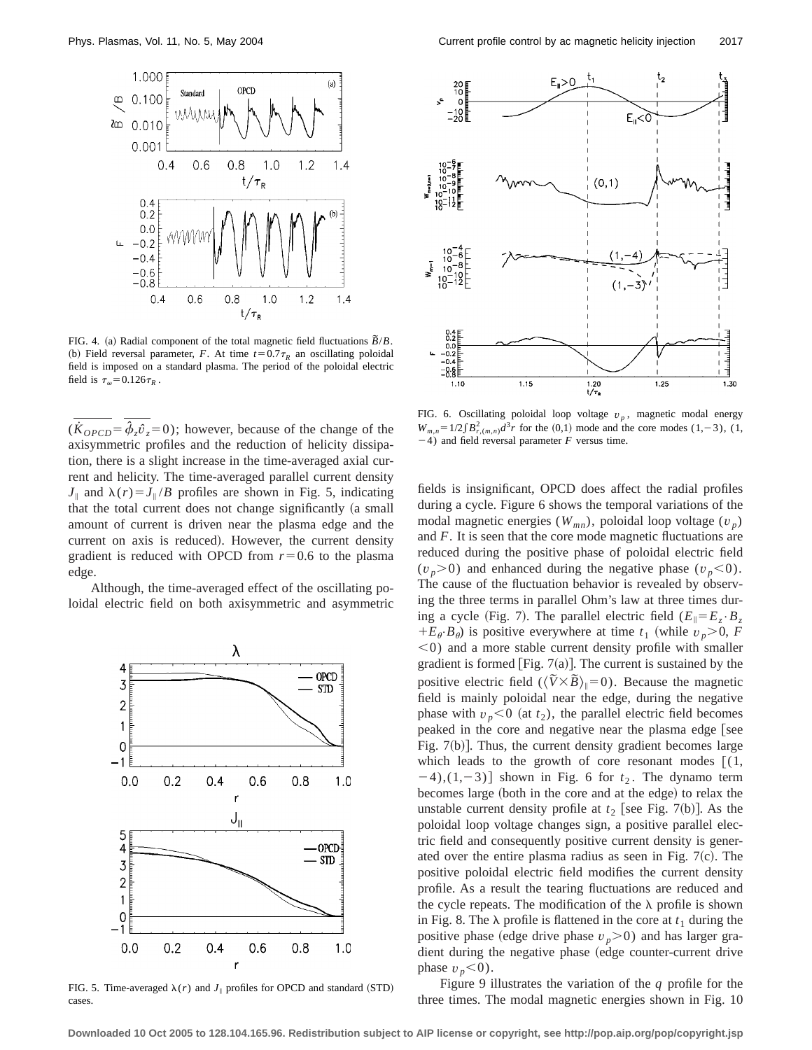FIG. 4. (a) Radial component of the total magnetic field fluctuations $\tilde{B}/B$. (b) Field reversal parameter, $F$. At time $t=0.7\tau_R$ an oscillating poloidal field is imposed on a standard plasma. The period of the poloidal electric field is $\tau_\omega = 0.126\tau_R$.

$(\overline{\dot{K}_{OPCD}} = \overline{\hat{\phi}_z \hat{v}_z} = 0)$; however, because of the change of the axisymmetric profiles and the reduction of helicity dissipation, there is a slight increase in the time-averaged axial current and helicity. The time-averaged parallel current density $J_\parallel$ and $\lambda(r) = J_\parallel / B$ profiles are shown in Fig. 5, indicating that the total current does not change significantly (a small amount of current is driven near the plasma edge and the current on axis is reduced). However, the current density gradient is reduced with OPCD from $r=0.6$ to the plasma edge.

Although, the time-averaged effect of the oscillating poloidal electric field on both axisymmetric and asymmetric

FIG. 5. Time-averaged $\lambda(r)$ and $J_\parallel$ profiles for OPCD and standard (STD) cases.

FIG. 6. Oscillating poloidal loop voltage $v_p$, magnetic modal energy $W_{m,n} = 1/2 \int B^2_{r,(m,n)} d^3 r$ for the (0,1) mode and the core modes (1,−3), (1,−4) and field reversal parameter $F$ versus time.

fields is insignificant, OPCD does affect the radial profiles during a cycle. Figure 6 shows the temporal variations of the modal magnetic energies ($W_{mn}$), poloidal loop voltage ($v_p$) and $F$. It is seen that the core mode magnetic fluctuations are reduced during the positive phase of poloidal electric field ($v_p > 0$) and enhanced during the negative phase ($v_p < 0$). The cause of the fluctuation behavior is revealed by observing the three terms in parallel Ohm's law at three times during a cycle (Fig. 7). The parallel electric field ($E_\parallel = E_z \cdot B_z + E_\theta \cdot B_\theta$) is positive everywhere at time $t_1$ (while $v_p > 0$, $F < 0$) and a more stable current density profile with smaller gradient is formed [Fig. 7(a)]. The current is sustained by the positive electric field ($\langle \tilde{V} \times \tilde{B} \rangle_\parallel = 0$). Because the magnetic field is mainly poloidal near the edge, during the negative phase with $v_p < 0$ (at $t_2$), the parallel electric field becomes peaked in the core and negative near the plasma edge [see Fig. 7(b)]. Thus, the current density gradient becomes large which leads to the growth of core resonant modes [(1, −4),(1,−3)] shown in Fig. 6 for $t_2$. The dynamo term becomes large (both in the core and at the edge) to relax the unstable current density profile at $t_2$ [see Fig. 7(b)]. As the poloidal loop voltage changes sign, a positive parallel electric field and consequently positive current density is generated over the entire plasma radius as seen in Fig. 7(c). The positive poloidal electric field modifies the current density profile. As a result the tearing fluctuations are reduced and the cycle repeats. The modification of the $\lambda$ profile is shown in Fig. 8. The $\lambda$ profile is flattened in the core at $t_1$ during the positive phase (edge drive phase $v_p > 0$) and has larger gradient during the negative phase (edge counter-current drive phase $v_p < 0$).

Figure 9 illustrates the variation of the $q$ profile for the three times. The modal magnetic energies shown in Fig. 10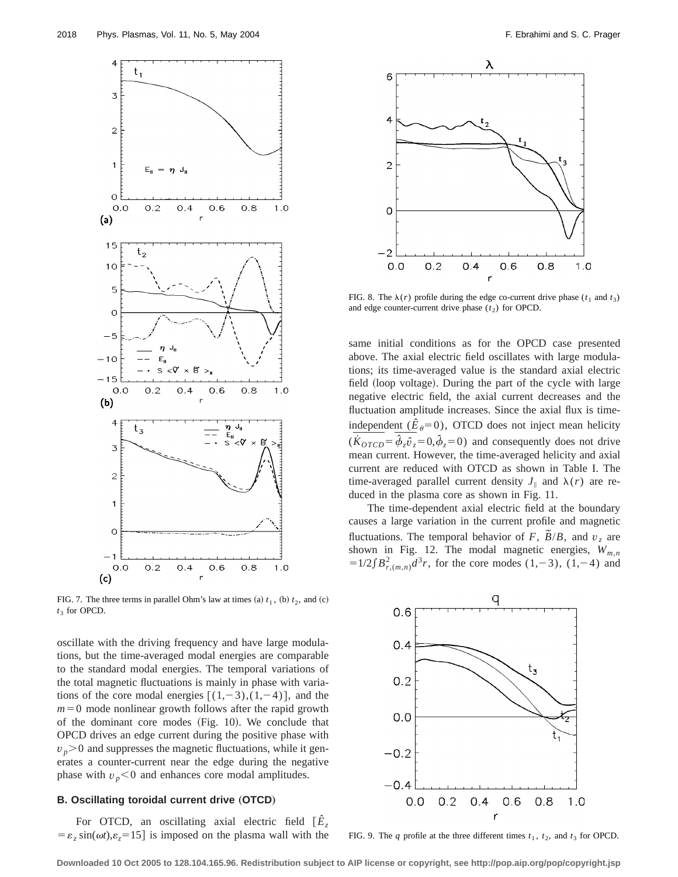FIG. 7. The three terms in parallel Ohm's law at times (a) $t_1$, (b) $t_2$, and (c) $t_3$ for OPCD.

oscillate with the driving frequency and have large modulations, but the time-averaged modal energies are comparable to the standard modal energies. The temporal variations of the total magnetic fluctuations is mainly in phase with variations of the core modal energies $[(1,-3),(1,-4)]$, and the $m=0$ mode nonlinear growth follows after the rapid growth of the dominant core modes (Fig. 10). We conclude that OPCD drives an edge current during the positive phase with $v_p>0$ and suppresses the magnetic fluctuations, while it generates a counter-current near the edge during the negative phase with $v_p<0$ and enhances core modal amplitudes.

### B. Oscillating toroidal current drive (OTCD)

For OTCD, an oscillating axial electric field $[\hat{E}_z = \varepsilon_z \sin(\omega t), \varepsilon_z = 15]$ is imposed on the plasma wall with the same initial conditions as for the OPCD case presented above. The axial electric field oscillates with large modulations; its time-averaged value is the standard axial electric field (loop voltage). During the part of the cycle with large negative electric field, the axial current decreases and the fluctuation amplitude increases. Since the axial flux is time-independent $(\overline{\hat{E}_\theta = 0})$, OTCD does not inject mean helicity $(\overline{\dot{K}_{OTCD}} = \overline{\hat{\phi}_z \hat{v}_z = 0}, \hat{\phi}_z = 0)$ and consequently does not drive mean current. However, the time-averaged helicity and axial current are reduced with OTCD as shown in Table I. The time-averaged parallel current density $J_\parallel$ and $\lambda(r)$ are reduced in the plasma core as shown in Fig. 11.

The time-dependent axial electric field at the boundary causes a large variation in the current profile and magnetic fluctuations. The temporal behavior of $F$, $\tilde{B}/B$, and $v_z$ are shown in Fig. 12. The modal magnetic energies, $W_{m,n} = 1/2 \int B^2_{r,(m,n)} d^3 r$, for the core modes $(1,-3)$, $(1,-4)$ and

FIG. 8. The $\lambda(r)$ profile during the edge co-current drive phase ($t_1$ and $t_3$) and edge counter-current drive phase ($t_2$) for OPCD.

FIG. 9. The $q$ profile at the three different times $t_1$, $t_2$, and $t_3$ for OPCD.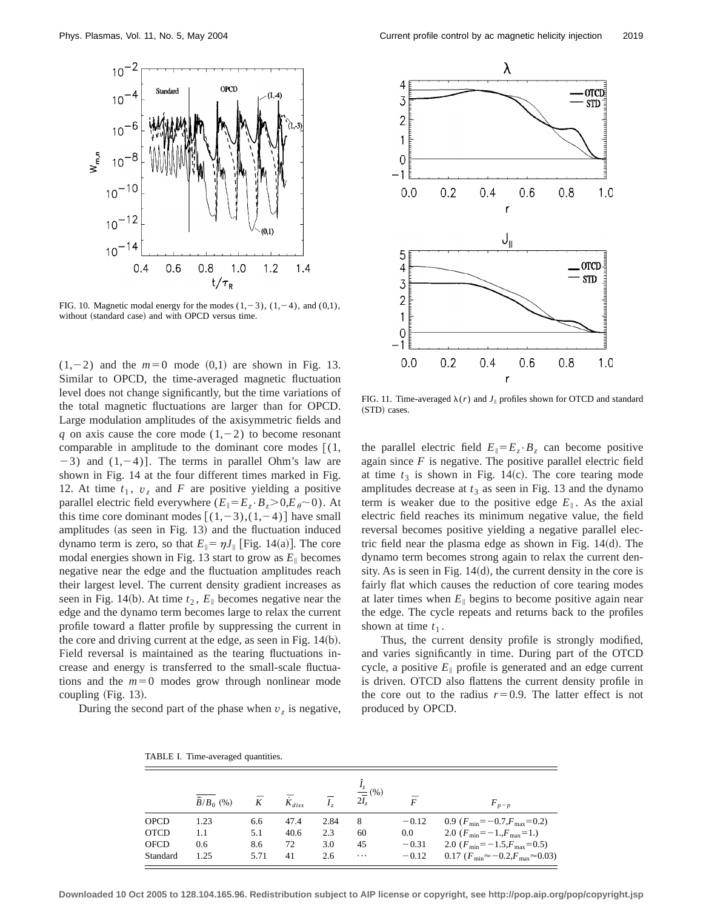FIG. 10. Magnetic modal energy for the modes $(1,-3)$, $(1,-4)$, and $(0,1)$, without (standard case) and with OPCD versus time.

FIG. 11. Time-averaged $\lambda(r)$ and $J_\parallel$ profiles shown for OTCD and standard (STD) cases.

$(1,-2)$ and the $m=0$ mode $(0,1)$ are shown in Fig. 13. Similar to OPCD, the time-averaged magnetic fluctuation level does not change significantly, but the time variations of the total magnetic fluctuations are larger than for OPCD. Large modulation amplitudes of the axisymmetric fields and $q$ on axis cause the core mode $(1,-2)$ to become resonant comparable in amplitude to the dominant core modes [$(1,-3)$ and $(1,-4)$]. The terms in parallel Ohm's law are shown in Fig. 14 at the four different times marked in Fig. 12. At time $t_1$, $v_z$ and $F$ are positive yielding a positive parallel electric field everywhere ($E_\parallel = E_z \cdot B_z > 0, E_\theta \sim 0$). At this time core dominant modes [$(1,-3),(1,-4)$] have small amplitudes (as seen in Fig. 13) and the fluctuation induced dynamo term is zero, so that $E_\parallel = \eta J_\parallel$ [Fig. 14(a)]. The core modal energies shown in Fig. 13 start to grow as $E_\parallel$ becomes negative near the edge and the fluctuation amplitudes reach their largest level. The current density gradient increases as seen in Fig. 14(b). At time $t_2$, $E_\parallel$ becomes negative near the edge and the dynamo term becomes large to relax the current profile toward a flatter profile by suppressing the current in the core and driving current at the edge, as seen in Fig. 14(b). Field reversal is maintained as the tearing fluctuations increase and energy is transferred to the small-scale fluctuations and the $m=0$ modes grow through nonlinear mode coupling (Fig. 13).

During the second part of the phase when $v_z$ is negative, the parallel electric field $E_\parallel = E_z \cdot B_z$ can become positive again since $F$ is negative. The positive parallel electric field at time $t_3$ is shown in Fig. 14(c). The core tearing mode amplitudes decrease at $t_3$ as seen in Fig. 13 and the dynamo term is weaker due to the positive edge $E_\parallel$. As the axial electric field reaches its minimum negative value, the field reversal becomes positive yielding a negative parallel electric field near the plasma edge as shown in Fig. 14(d). The dynamo term becomes strong again to relax the current density. As is seen in Fig. 14(d), the current density in the core is fairly flat which causes the reduction of core tearing modes at later times when $E_\parallel$ begins to become positive again near the edge. The cycle repeats and returns back to the profiles shown at time $t_1$.

Thus, the current density profile is strongly modified, and varies significantly in time. During part of the OTCD cycle, a positive $E_\parallel$ profile is generated and an edge current is driven. OTCD also flattens the current density profile in the core out to the radius $r=0.9$. The latter effect is not produced by OPCD.

TABLE I. Time-averaged quantities.

| | $\overline{\tilde{B}/B_0}$ (%) | $\overline{K}$ | $\overline{\dot{K}_{diss}}$ | $\overline{I_z}$ | $\frac{\hat{I}_z}{2\overline{I}_z}$ (%) | $\overline{F}$ | $F_{p-p}$ |
|---|---|---|---|---|---|---|---|
| OPCD | 1.23 | 6.6 | 47.4 | 2.84 | 8 | $-0.12$ | 0.9 ($F_{\min}=-0.7, F_{\max}=0.2$) |
| OTCD | 1.1 | 5.1 | 40.6 | 2.3 | 60 | 0.0 | 2.0 ($F_{\min}=-1., F_{\max}=1.$) |
| OFCD | 0.6 | 8.6 | 72 | 3.0 | 45 | $-0.31$ | 2.0 ($F_{\min}=-1.5, F_{\max}=0.5$) |
| Standard | 1.25 | 5.71 | 41 | 2.6 | ⋯ | $-0.12$ | 0.17 ($F_{\min}\approx-0.2, F_{\max}\approx0.03$) |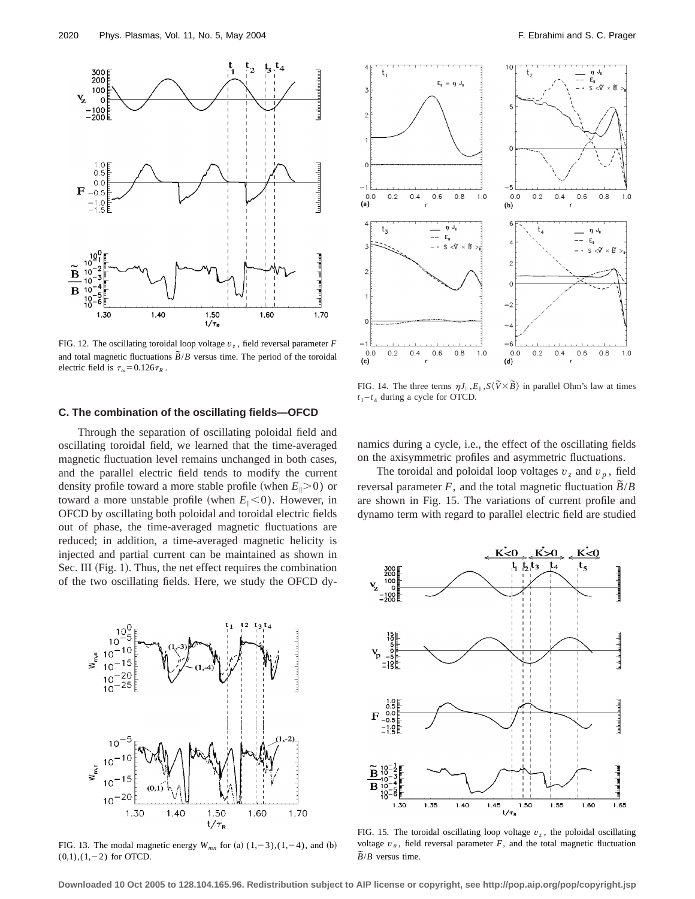FIG. 12. The oscillating toroidal loop voltage $v_z$, field reversal parameter $F$ and total magnetic fluctuations $\tilde{B}/B$ versus time. The period of the toroidal electric field is $\tau_\omega = 0.126\tau_R$.

FIG. 14. The three terms $\eta J_\parallel, E_\parallel, S\langle \tilde{V} \times \tilde{B} \rangle$ in parallel Ohm's law at times $t_1 - t_4$ during a cycle for OTCD.

### C. The combination of the oscillating fields—OFCD

Through the separation of oscillating poloidal field and oscillating toroidal field, we learned that the time-averaged magnetic fluctuation level remains unchanged in both cases, and the parallel electric field tends to modify the current density profile toward a more stable profile (when $E_\parallel > 0$) or toward a more unstable profile (when $E_\parallel < 0$). However, in OFCD by oscillating both poloidal and toroidal electric fields out of phase, the time-averaged magnetic fluctuations are reduced; in addition, a time-averaged magnetic helicity is injected and partial current can be maintained as shown in Sec. III (Fig. 1). Thus, the net effect requires the combination of the two oscillating fields. Here, we study the OFCD dynamics during a cycle, i.e., the effect of the oscillating fields on the axisymmetric profiles and asymmetric fluctuations.

The toroidal and poloidal loop voltages $v_z$ and $v_p$, field reversal parameter $F$, and the total magnetic fluctuation $\tilde{B}/B$ are shown in Fig. 15. The variations of current profile and dynamo term with regard to parallel electric field are studied

FIG. 13. The modal magnetic energy $W_{mn}$ for (a) $(1,-3),(1,-4)$, and (b) $(0,1),(1,-2)$ for OTCD.

FIG. 15. The toroidal oscillating loop voltage $v_z$, the poloidal oscillating voltage $v_\theta$, field reversal parameter $F$, and the total magnetic fluctuation $\tilde{B}/B$ versus time.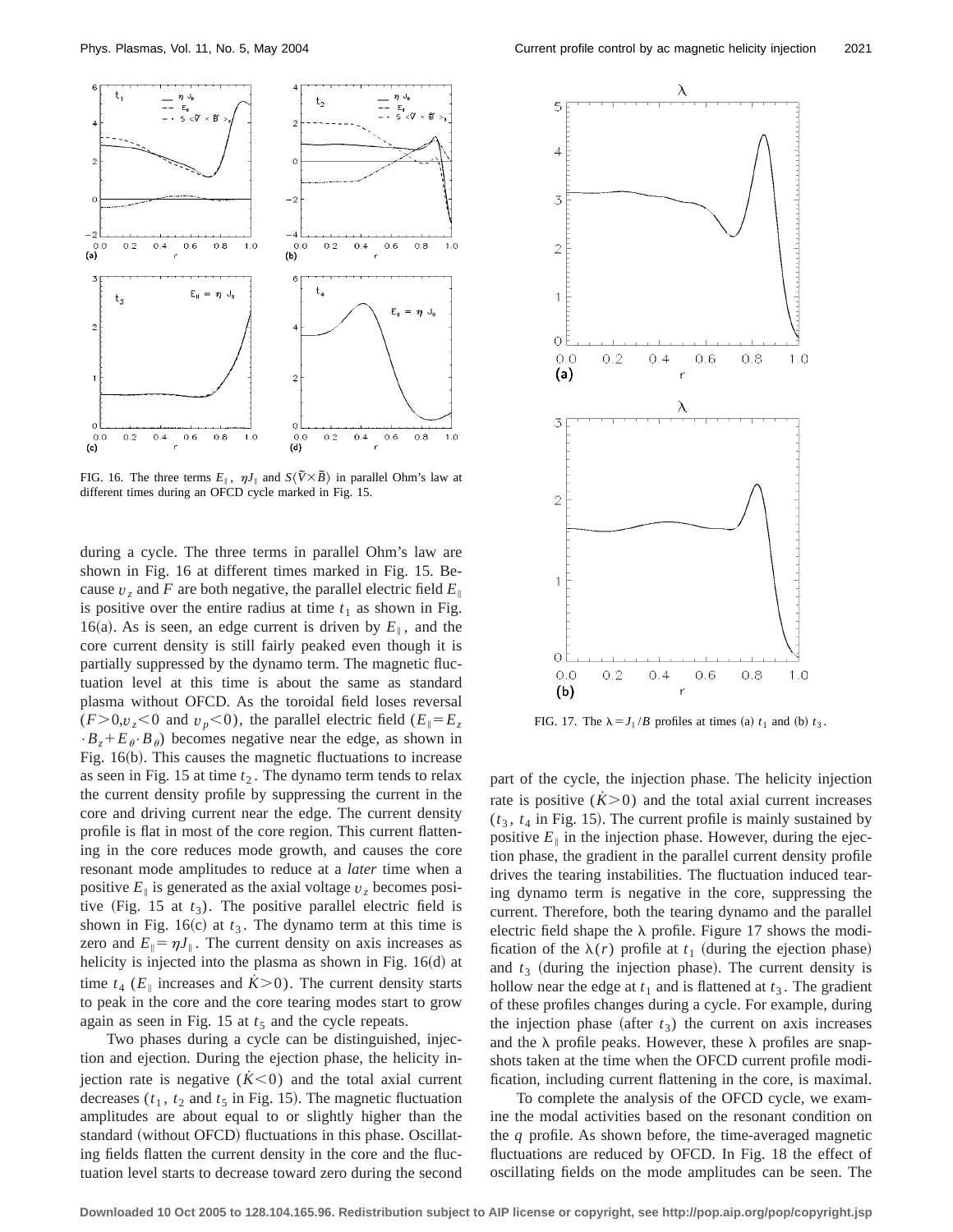FIG. 16. The three terms $E_\parallel$, $\eta J_\parallel$ and $S\langle \tilde{V} \times \tilde{B} \rangle$ in parallel Ohm's law at different times during an OFCD cycle marked in Fig. 15.

during a cycle. The three terms in parallel Ohm's law are shown in Fig. 16 at different times marked in Fig. 15. Because $v_z$ and $F$ are both negative, the parallel electric field $E_\parallel$ is positive over the entire radius at time $t_1$ as shown in Fig. 16(a). As is seen, an edge current is driven by $E_\parallel$, and the core current density is still fairly peaked even though it is partially suppressed by the dynamo term. The magnetic fluctuation level at this time is about the same as standard plasma without OFCD. As the toroidal field loses reversal ($F>0, v_z<0$ and $v_p<0$), the parallel electric field ($E_\parallel = E_z \cdot B_z + E_\theta \cdot B_\theta$) becomes negative near the edge, as shown in Fig. 16(b). This causes the magnetic fluctuations to increase as seen in Fig. 15 at time $t_2$. The dynamo term tends to relax the current density profile by suppressing the current in the core and driving current near the edge. The current density profile is flat in most of the core region. This current flattening in the core reduces mode growth, and causes the core resonant mode amplitudes to reduce at a *later* time when a positive $E_\parallel$ is generated as the axial voltage $v_z$ becomes positive (Fig. 15 at $t_3$). The positive parallel electric field is shown in Fig. 16(c) at $t_3$. The dynamo term at this time is zero and $E_\parallel = \eta J_\parallel$. The current density on axis increases as helicity is injected into the plasma as shown in Fig. 16(d) at time $t_4$ ($E_\parallel$ increases and $\dot{K}>0$). The current density starts to peak in the core and the core tearing modes start to grow again as seen in Fig. 15 at $t_5$ and the cycle repeats.

Two phases during a cycle can be distinguished, injection and ejection. During the ejection phase, the helicity injection rate is negative ($\dot{K}<0$) and the total axial current decreases ($t_1$, $t_2$ and $t_5$ in Fig. 15). The magnetic fluctuation amplitudes are about equal to or slightly higher than the standard (without OFCD) fluctuations in this phase. Oscillating fields flatten the current density in the core and the fluctuation level starts to decrease toward zero during the second part of the cycle, the injection phase. The helicity injection rate is positive ($\dot{K}>0$) and the total axial current increases ($t_3$, $t_4$ in Fig. 15). The current profile is mainly sustained by positive $E_\parallel$ in the injection phase. However, during the ejection phase, the gradient in the parallel current density profile drives the tearing instabilities. The fluctuation induced tearing dynamo term is negative in the core, suppressing the current. Therefore, both the tearing dynamo and the parallel electric field shape the $\lambda$ profile. Figure 17 shows the modification of the $\lambda(r)$ profile at $t_1$ (during the ejection phase) and $t_3$ (during the injection phase). The current density is hollow near the edge at $t_1$ and is flattened at $t_3$. The gradient of these profiles changes during a cycle. For example, during the injection phase (after $t_3$) the current on axis increases and the $\lambda$ profile peaks. However, these $\lambda$ profiles are snapshots taken at the time when the OFCD current profile modification, including current flattening in the core, is maximal.

FIG. 17. The $\lambda = J_\parallel / B$ profiles at times (a) $t_1$ and (b) $t_3$.

To complete the analysis of the OFCD cycle, we examine the modal activities based on the resonant condition on the $q$ profile. As shown before, the time-averaged magnetic fluctuations are reduced by OFCD. In Fig. 18 the effect of oscillating fields on the mode amplitudes can be seen. The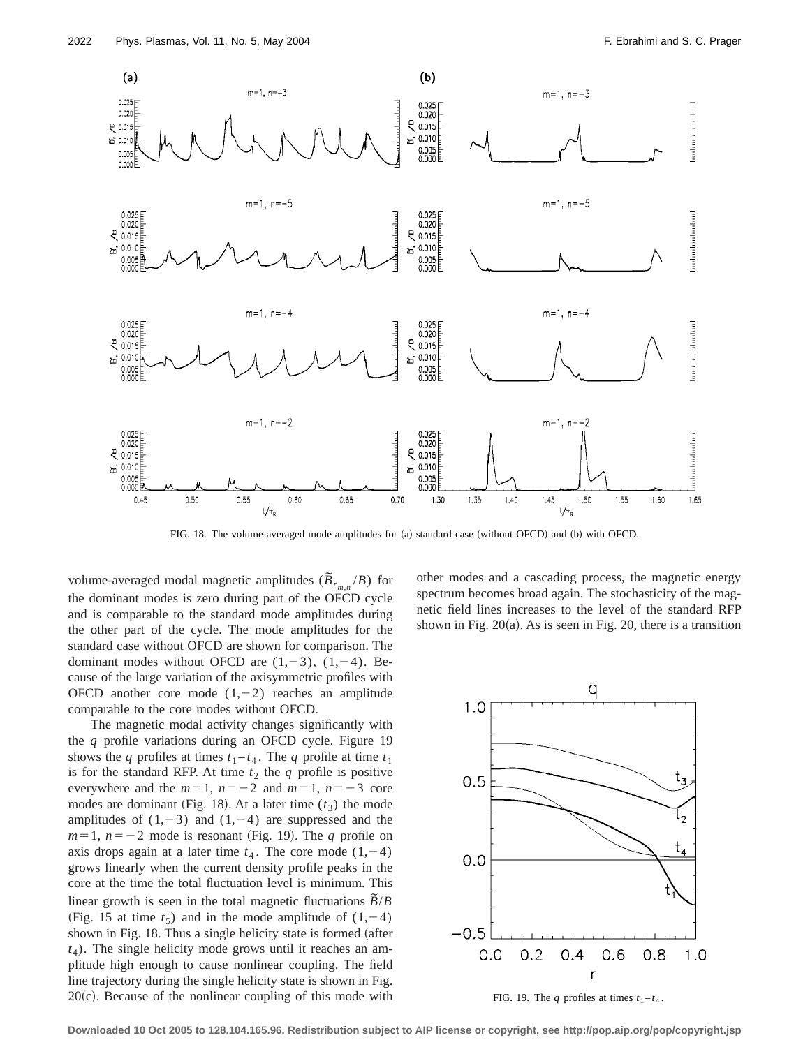FIG. 18. The volume-averaged mode amplitudes for (a) standard case (without OFCD) and (b) with OFCD.

volume-averaged modal magnetic amplitudes ($\tilde{B}_{r_{m,n}}/B$) for the dominant modes is zero during part of the OFCD cycle and is comparable to the standard mode amplitudes during the other part of the cycle. The mode amplitudes for the standard case without OFCD are shown for comparison. The dominant modes without OFCD are $(1,-3)$, $(1,-4)$. Because of the large variation of the axisymmetric profiles with OFCD another core mode $(1,-2)$ reaches an amplitude comparable to the core modes without OFCD.

The magnetic modal activity changes significantly with the $q$ profile variations during an OFCD cycle. Figure 19 shows the $q$ profiles at times $t_1$–$t_4$. The $q$ profile at time $t_1$ is for the standard RFP. At time $t_2$ the $q$ profile is positive everywhere and the $m=1$, $n=-2$ and $m=1$, $n=-3$ core modes are dominant (Fig. 18). At a later time ($t_3$) the mode amplitudes of $(1,-3)$ and $(1,-4)$ are suppressed and the $m=1$, $n=-2$ mode is resonant (Fig. 19). The $q$ profile on axis drops again at a later time $t_4$. The core mode $(1,-4)$ grows linearly when the current density profile peaks in the core at the time the total fluctuation level is minimum. This linear growth is seen in the total magnetic fluctuations $\tilde{B}/B$ (Fig. 15 at time $t_5$) and in the mode amplitude of $(1,-4)$ shown in Fig. 18. Thus a single helicity state is formed (after $t_4$). The single helicity mode grows until it reaches an amplitude high enough to cause nonlinear coupling. The field line trajectory during the single helicity state is shown in Fig. 20(c). Because of the nonlinear coupling of this mode with other modes and a cascading process, the magnetic energy spectrum becomes broad again. The stochasticity of the magnetic field lines increases to the level of the standard RFP shown in Fig. 20(a). As is seen in Fig. 20, there is a transition

FIG. 19. The $q$ profiles at times $t_1$–$t_4$.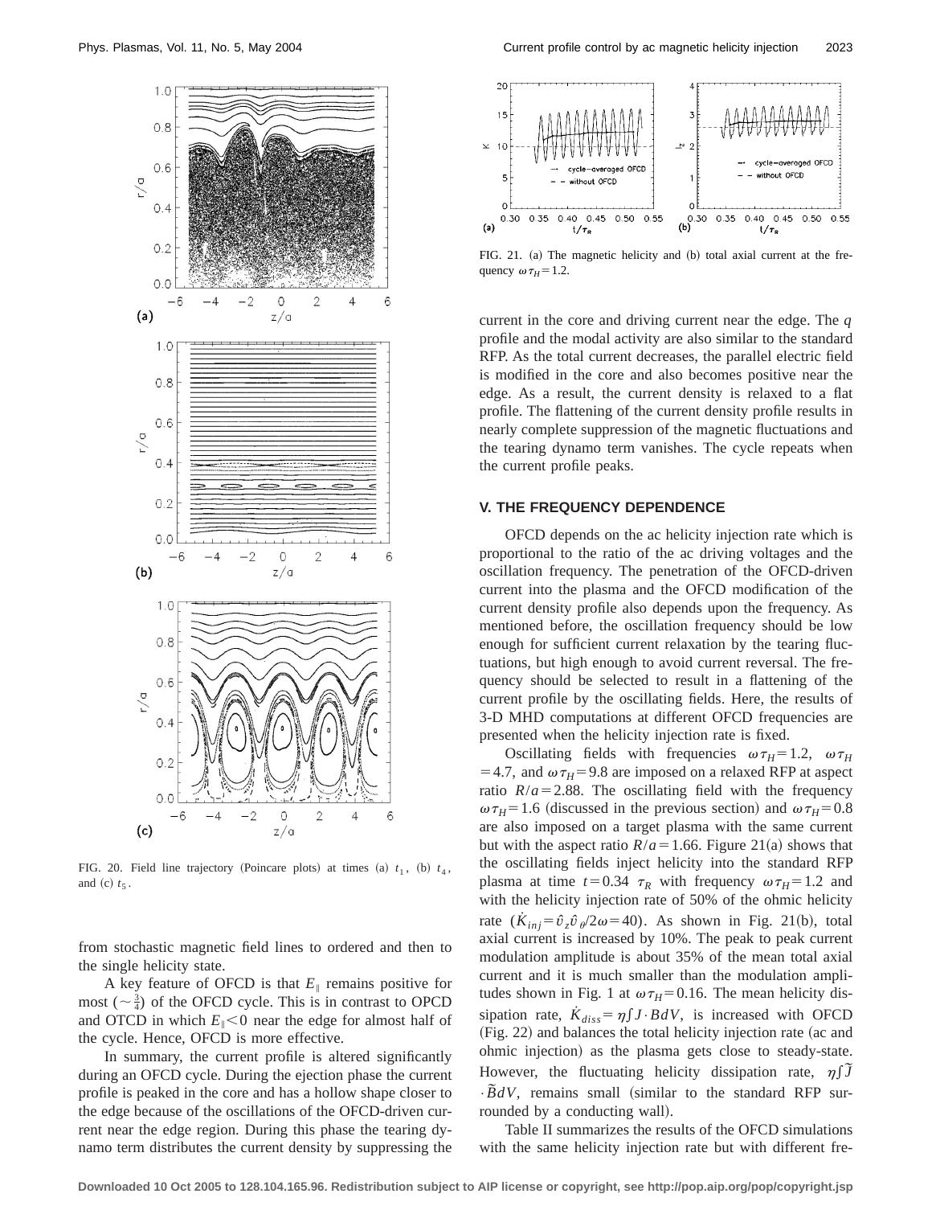FIG. 20. Field line trajectory (Poincare plots) at times (a) $t_1$, (b) $t_4$, and (c) $t_5$.

from stochastic magnetic field lines to ordered and then to the single helicity state.

A key feature of OFCD is that $E_\parallel$ remains positive for most ($\sim\frac{3}{4}$) of the OFCD cycle. This is in contrast to OPCD and OTCD in which $E_\parallel < 0$ near the edge for almost half of the cycle. Hence, OFCD is more effective.

In summary, the current profile is altered significantly during an OFCD cycle. During the ejection phase the current profile is peaked in the core and has a hollow shape closer to the edge because of the oscillations of the OFCD-driven current near the edge region. During this phase the tearing dynamo term distributes the current density by suppressing the current in the core and driving current near the edge. The $q$ profile and the modal activity are also similar to the standard RFP. As the total current decreases, the parallel electric field is modified in the core and also becomes positive near the edge. As a result, the current density is relaxed to a flat profile. The flattening of the current density profile results in nearly complete suppression of the magnetic fluctuations and the tearing dynamo term vanishes. The cycle repeats when the current profile peaks.

FIG. 21. (a) The magnetic helicity and (b) total axial current at the frequency $\omega\tau_H = 1.2$.

## V. THE FREQUENCY DEPENDENCE

OFCD depends on the ac helicity injection rate which is proportional to the ratio of the ac driving voltages and the oscillation frequency. The penetration of the OFCD-driven current into the plasma and the OFCD modification of the current density profile also depends upon the frequency. As mentioned before, the oscillation frequency should be low enough for sufficient current relaxation by the tearing fluctuations, but high enough to avoid current reversal. The frequency should be selected to result in a flattening of the current profile by the oscillating fields. Here, the results of 3-D MHD computations at different OFCD frequencies are presented when the helicity injection rate is fixed.

Oscillating fields with frequencies $\omega\tau_H = 1.2$, $\omega\tau_H = 4.7$, and $\omega\tau_H = 9.8$ are imposed on a relaxed RFP at aspect ratio $R/a = 2.88$. The oscillating field with the frequency $\omega\tau_H = 1.6$ (discussed in the previous section) and $\omega\tau_H = 0.8$ are also imposed on a target plasma with the same current but with the aspect ratio $R/a = 1.66$. Figure 21(a) shows that the oscillating fields inject helicity into the standard RFP plasma at time $t = 0.34\ \tau_R$ with frequency $\omega\tau_H = 1.2$ and with the helicity injection rate of 50% of the ohmic helicity rate ($\dot{K}_{inj} = \hat{v}_z \hat{v}_\theta / 2\omega = 40$). As shown in Fig. 21(b), total axial current is increased by 10%. The peak to peak current modulation amplitude is about 35% of the mean total axial current and it is much smaller than the modulation amplitudes shown in Fig. 1 at $\omega\tau_H = 0.16$. The mean helicity dissipation rate, $\dot{K}_{diss} = \eta \int J \cdot B dV$, is increased with OFCD (Fig. 22) and balances the total helicity injection rate (ac and ohmic injection) as the plasma gets close to steady-state. However, the fluctuating helicity dissipation rate, $\eta \int \tilde{J} \cdot \tilde{B} dV$, remains small (similar to the standard RFP surrounded by a conducting wall).

Table II summarizes the results of the OFCD simulations with the same helicity injection rate but with different fre-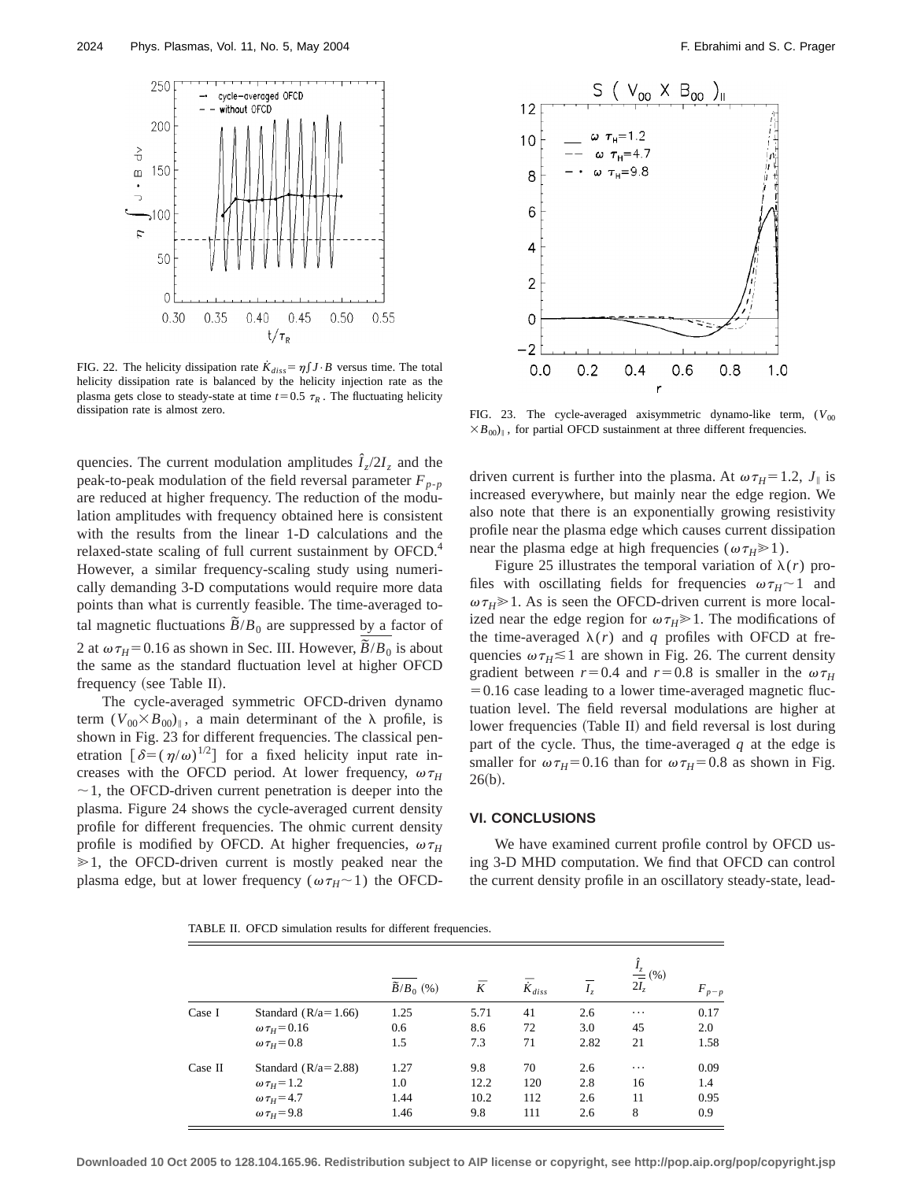FIG. 22. The helicity dissipation rate $\dot{K}_{diss} = \eta \int J \cdot B$ versus time. The total helicity dissipation rate is balanced by the helicity injection rate as the plasma gets close to steady-state at time $t = 0.5\ \tau_R$. The fluctuating helicity dissipation rate is almost zero.

FIG. 23. The cycle-averaged axisymmetric dynamo-like term, $(V_{00} \times B_{00})_\parallel$, for partial OFCD sustainment at three different frequencies.

quencies. The current modulation amplitudes $\hat{I}_z/2I_z$ and the peak-to-peak modulation of the field reversal parameter $F_{p\text{-}p}$ are reduced at higher frequency. The reduction of the modulation amplitudes with frequency obtained here is consistent with the results from the linear 1-D calculations and the relaxed-state scaling of full current sustainment by OFCD.[4] However, a similar frequency-scaling study using numerically demanding 3-D computations would require more data points than what is currently feasible. The time-averaged total magnetic fluctuations $\tilde{B}/B_0$ are suppressed by a factor of 2 at $\omega\tau_H = 0.16$ as shown in Sec. III. However, $\overline{\tilde{B}/B_0}$ is about the same as the standard fluctuation level at higher OFCD frequency (see Table II).

The cycle-averaged symmetric OFCD-driven dynamo term $(V_{00} \times B_{00})_\parallel$, a main determinant of the $\lambda$ profile, is shown in Fig. 23 for different frequencies. The classical penetration $[\delta = (\eta/\omega)^{1/2}]$ for a fixed helicity input rate increases with the OFCD period. At lower frequency, $\omega\tau_H \sim 1$, the OFCD-driven current penetration is deeper into the plasma. Figure 24 shows the cycle-averaged current density profile for different frequencies. The ohmic current density profile is modified by OFCD. At higher frequencies, $\omega\tau_H \gg 1$, the OFCD-driven current is mostly peaked near the plasma edge, but at lower frequency $(\omega\tau_H \sim 1)$ the OFCD-driven current is further into the plasma. At $\omega\tau_H = 1.2$, $J_\parallel$ is increased everywhere, but mainly near the edge region. We also note that there is an exponentially growing resistivity profile near the plasma edge which causes current dissipation near the plasma edge at high frequencies $(\omega\tau_H \gg 1)$.

Figure 25 illustrates the temporal variation of $\lambda(r)$ profiles with oscillating fields for frequencies $\omega\tau_H \sim 1$ and $\omega\tau_H \gg 1$. As is seen the OFCD-driven current is more localized near the edge region for $\omega\tau_H \gg 1$. The modifications of the time-averaged $\lambda(r)$ and $q$ profiles with OFCD at frequencies $\omega\tau_H \lesssim 1$ are shown in Fig. 26. The current density gradient between $r = 0.4$ and $r = 0.8$ is smaller in the $\omega\tau_H = 0.16$ case leading to a lower time-averaged magnetic fluctuation level. The field reversal modulations are higher at lower frequencies (Table II) and field reversal is lost during part of the cycle. Thus, the time-averaged $q$ at the edge is smaller for $\omega\tau_H = 0.16$ than for $\omega\tau_H = 0.8$ as shown in Fig. 26(b).

## VI. CONCLUSIONS

We have examined current profile control by OFCD using 3-D MHD computation. We find that OFCD can control the current density profile in an oscillatory steady-state, lead-

TABLE II. OFCD simulation results for different frequencies.

| | | $\overline{\tilde{B}/B_0}$ (%) | $\overline{K}$ | $\overline{\dot{K}}_{diss}$ | $\overline{I_z}$ | $\frac{\hat{I}_z}{2I_z}$ (%) | $F_{p-p}$ |
|---|---|---|---|---|---|---|---|
| Case I | Standard (R/a=1.66) | 1.25 | 5.71 | 41 | 2.6 | ⋯ | 0.17 |
| | $\omega\tau_H = 0.16$ | 0.6 | 8.6 | 72 | 3.0 | 45 | 2.0 |
| | $\omega\tau_H = 0.8$ | 1.5 | 7.3 | 71 | 2.82 | 21 | 1.58 |
| Case II | Standard (R/a=2.88) | 1.27 | 9.8 | 70 | 2.6 | ⋯ | 0.09 |
| | $\omega\tau_H = 1.2$ | 1.0 | 12.2 | 120 | 2.8 | 16 | 1.4 |
| | $\omega\tau_H = 4.7$ | 1.44 | 10.2 | 112 | 2.6 | 11 | 0.95 |
| | $\omega\tau_H = 9.8$ | 1.46 | 9.8 | 111 | 2.6 | 8 | 0.9 |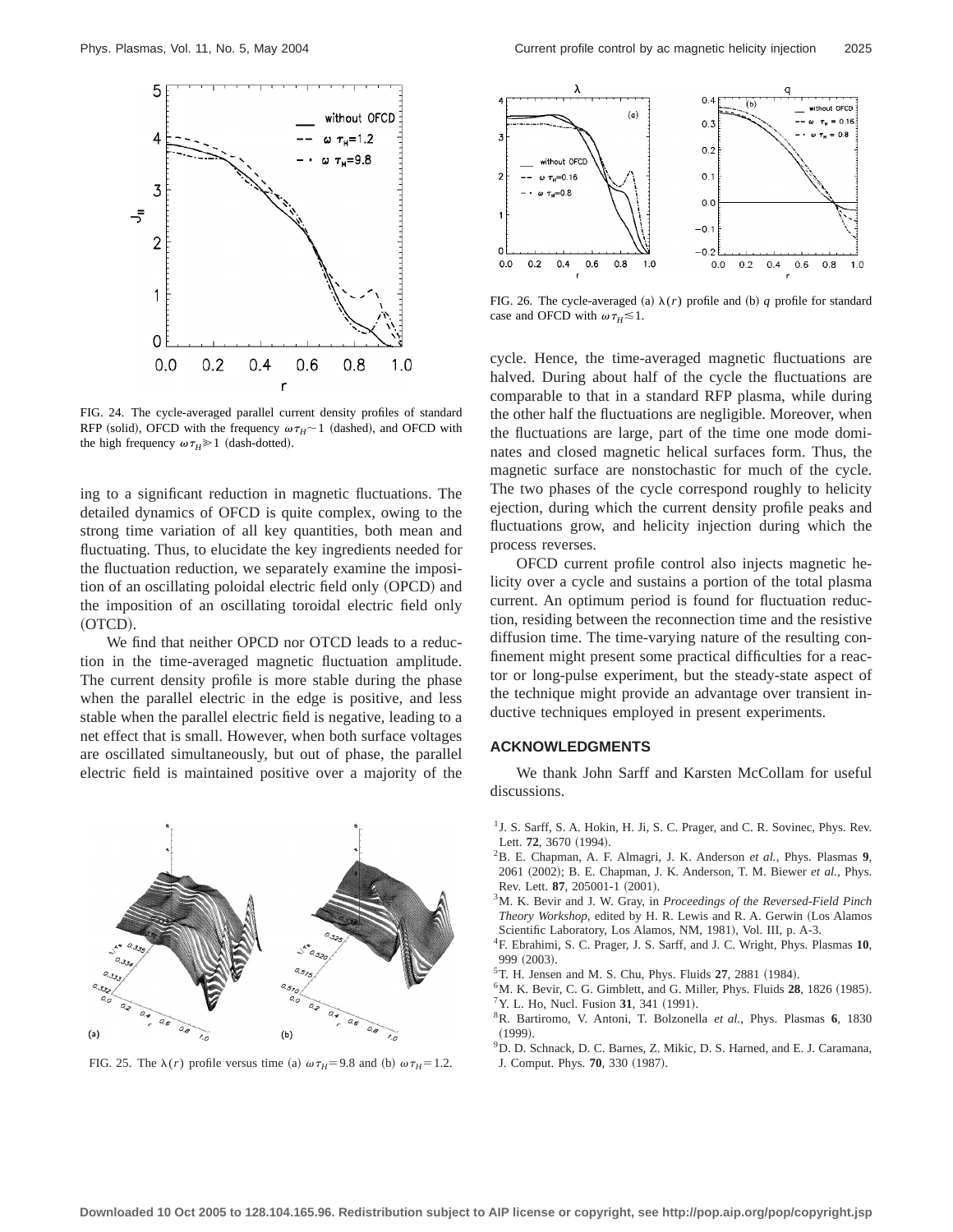J∥

without OFCD

ω τ_H=1.2

ω τ_H=9.8

r

FIG. 24. The cycle-averaged parallel current density profiles of standard RFP (solid), OFCD with the frequency $\omega\tau_H \sim 1$ (dashed), and OFCD with the high frequency $\omega\tau_H \gg 1$ (dash-dotted).

ing to a significant reduction in magnetic fluctuations. The detailed dynamics of OFCD is quite complex, owing to the strong time variation of all key quantities, both mean and fluctuating. Thus, to elucidate the key ingredients needed for the fluctuation reduction, we separately examine the imposition of an oscillating poloidal electric field only (OPCD) and the imposition of an oscillating toroidal electric field only (OTCD).

We find that neither OPCD nor OTCD leads to a reduction in the time-averaged magnetic fluctuation amplitude. The current density profile is more stable during the phase when the parallel electric in the edge is positive, and less stable when the parallel electric field is negative, leading to a net effect that is small. However, when both surface voltages are oscillated simultaneously, but out of phase, the parallel electric field is maintained positive over a majority of the cycle. Hence, the time-averaged magnetic fluctuations are halved. During about half of the cycle the fluctuations are comparable to that in a standard RFP plasma, while during the other half the fluctuations are negligible. Moreover, when the fluctuations are large, part of the time one mode dominates and closed magnetic helical surfaces form. Thus, the magnetic surface are nonstochastic for much of the cycle. The two phases of the cycle correspond roughly to helicity ejection, during which the current density profile peaks and fluctuations grow, and helicity injection during which the process reverses.

OFCD current profile control also injects magnetic helicity over a cycle and sustains a portion of the total plasma current. An optimum period is found for fluctuation reduction, residing between the reconnection time and the resistive diffusion time. The time-varying nature of the resulting confinement might present some practical difficulties for a reactor or long-pulse experiment, but the steady-state aspect of the technique might provide an advantage over transient inductive techniques employed in present experiments.

(a)

(b)

FIG. 25. The $\lambda(r)$ profile versus time (a) $\omega\tau_H = 9.8$ and (b) $\omega\tau_H = 1.2$.

λ

q

(a)

(b)

without OFCD

ω τ_H=0.16

ω τ_H=0.8

r

FIG. 26. The cycle-averaged (a) $\lambda(r)$ profile and (b) $q$ profile for standard case and OFCD with $\omega\tau_H \lesssim 1$.

## ACKNOWLEDGMENTS

We thank John Sarff and Karsten McCollam for useful discussions.

[1] J. S. Sarff, S. A. Hokin, H. Ji, S. C. Prager, and C. R. Sovinec, Phys. Rev. Lett. **72**, 3670 (1994).

[2] B. E. Chapman, A. F. Almagri, J. K. Anderson *et al.*, Phys. Plasmas **9**, 2061 (2002); B. E. Chapman, J. K. Anderson, T. M. Biewer *et al.*, Phys. Rev. Lett. **87**, 205001-1 (2001).

[3] M. K. Bevir and J. W. Gray, in *Proceedings of the Reversed-Field Pinch Theory Workshop*, edited by H. R. Lewis and R. A. Gerwin (Los Alamos Scientific Laboratory, Los Alamos, NM, 1981), Vol. III, p. A-3.

[4] F. Ebrahimi, S. C. Prager, J. S. Sarff, and J. C. Wright, Phys. Plasmas **10**, 999 (2003).

[5] T. H. Jensen and M. S. Chu, Phys. Fluids **27**, 2881 (1984).

[6] M. K. Bevir, C. G. Gimblett, and G. Miller, Phys. Fluids **28**, 1826 (1985).

[7] Y. L. Ho, Nucl. Fusion **31**, 341 (1991).

[8] R. Bartiromo, V. Antoni, T. Bolzonella *et al.*, Phys. Plasmas **6**, 1830 (1999).

[9] D. D. Schnack, D. C. Barnes, Z. Mikic, D. S. Harned, and E. J. Caramana, J. Comput. Phys. **70**, 330 (1987).